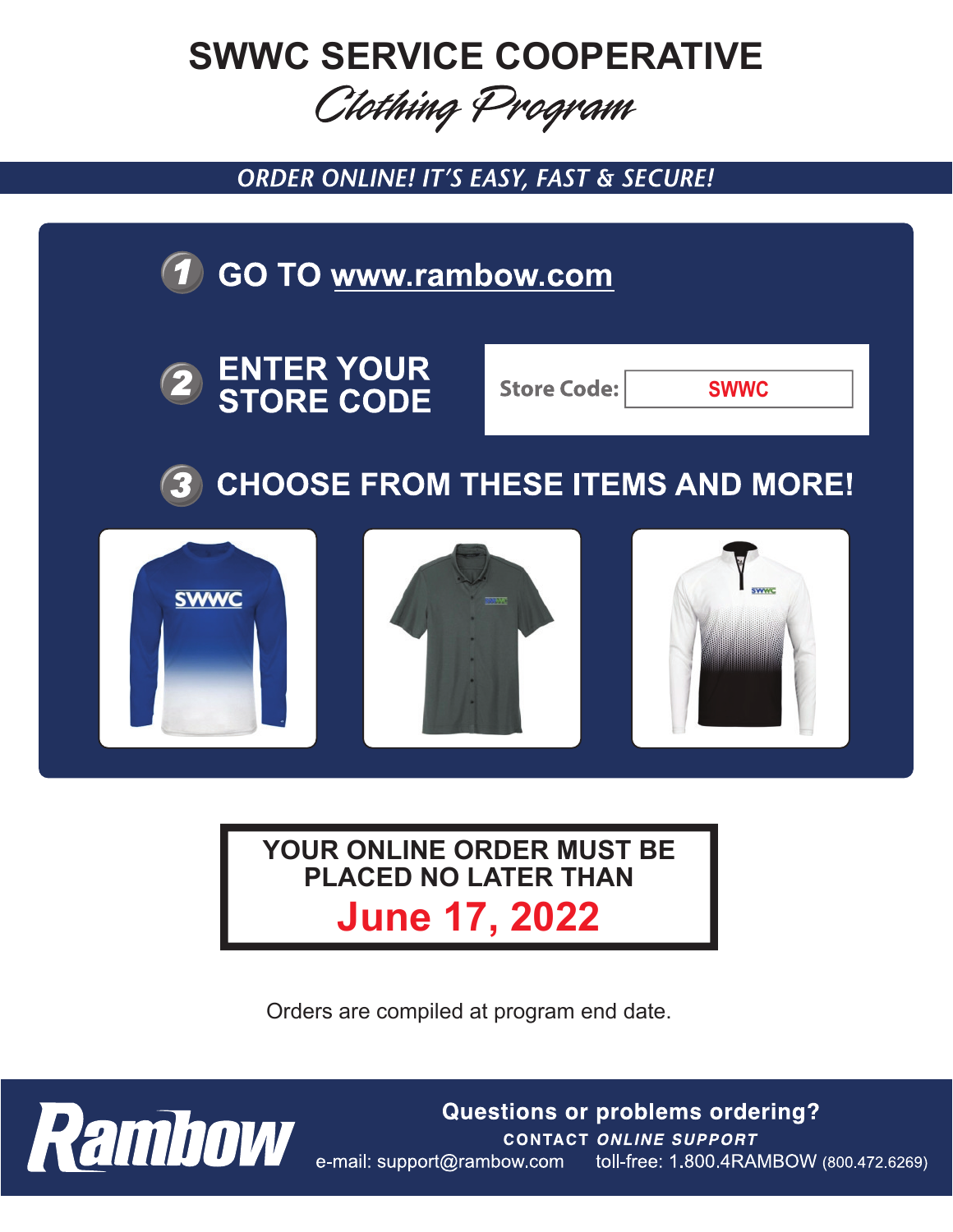# SWWC SERVICE COOPERATIVE

## *Clothing Program*

***ORDER ONLINE! IT'S EASY, FAST & SECURE!***

**1** GO TO **www.rambow.com**

**2** ENTER YOUR STORE CODE

Store Code: **SWWC**

**3** CHOOSE FROM THESE ITEMS AND MORE!

**YOUR ONLINE ORDER MUST BE PLACED NO LATER THAN**

**June 17, 2022**

Orders are compiled at program end date.

**Rambow**

**Questions or problems ordering?**

**CONTACT *ONLINE SUPPORT***

e-mail: support@rambow.com toll-free: 1.800.4RAMBOW (800.472.6269)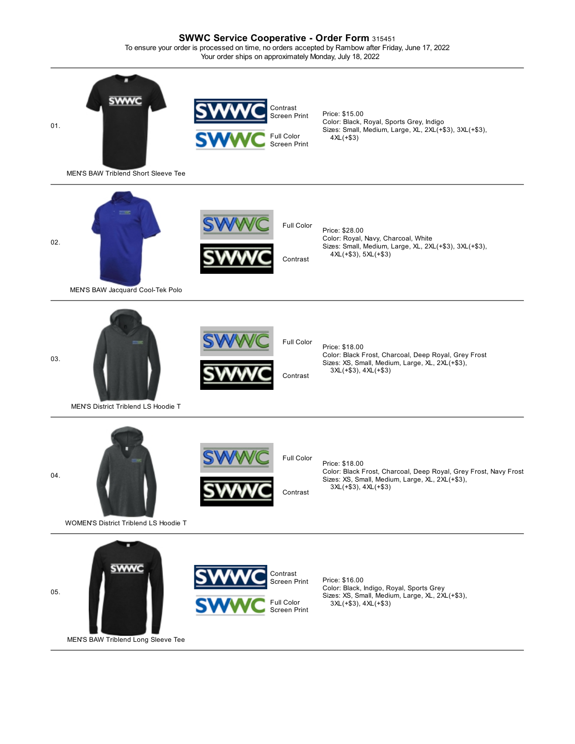## SWWC Service Cooperative - Order Form 315451

To ensure your order is processed on time, no orders accepted by Rambow after Friday, June 17, 2022
Your order ships on approximately Monday, July 18, 2022

---

01.

MEN'S BAW Triblend Short Sleeve Tee

Contrast Screen Print

Full Color Screen Print

Price: $15.00
Color: Black, Royal, Sports Grey, Indigo
Sizes: Small, Medium, Large, XL, 2XL(+$3), 3XL(+$3), 4XL(+$3)

---

02.

MEN'S BAW Jacquard Cool-Tek Polo

Full Color

Contrast

Price: $28.00
Color: Royal, Navy, Charcoal, White
Sizes: Small, Medium, Large, XL, 2XL(+$3), 3XL(+$3), 4XL(+$3), 5XL(+$3)

---

03.

MEN'S District Triblend LS Hoodie T

Full Color

Contrast

Price: $18.00
Color: Black Frost, Charcoal, Deep Royal, Grey Frost
Sizes: XS, Small, Medium, Large, XL, 2XL(+$3), 3XL(+$3), 4XL(+$3)

---

04.

WOMEN'S District Triblend LS Hoodie T

Full Color

Contrast

Price: $18.00
Color: Black Frost, Charcoal, Deep Royal, Grey Frost, Navy Frost
Sizes: XS, Small, Medium, Large, XL, 2XL(+$3), 3XL(+$3), 4XL(+$3)

---

05.

MEN'S BAW Triblend Long Sleeve Tee

Contrast Screen Print

Full Color Screen Print

Price: $16.00
Color: Black, Indigo, Royal, Sports Grey
Sizes: XS, Small, Medium, Large, XL, 2XL(+$3), 3XL(+$3), 4XL(+$3)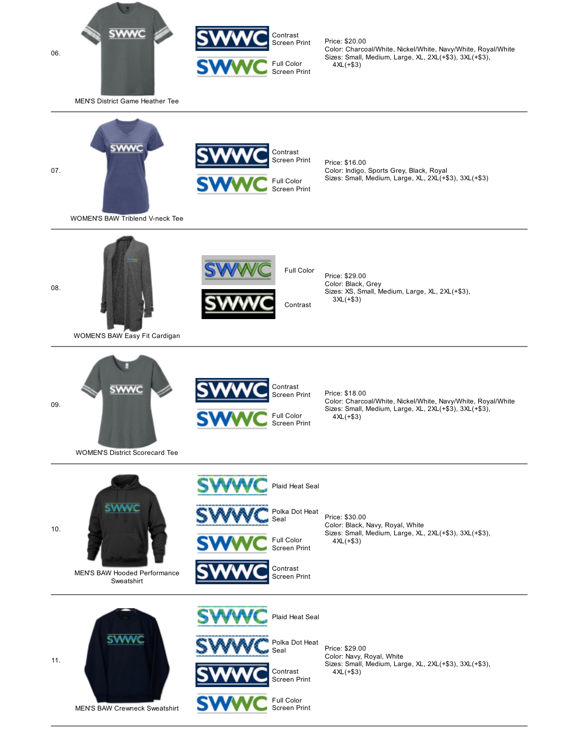06.

MEN'S District Game Heather Tee

Contrast Screen Print

Full Color Screen Print

Price: $20.00
Color: Charcoal/White, Nickel/White, Navy/White, Royal/White
Sizes: Small, Medium, Large, XL, 2XL(+$3), 3XL(+$3), 4XL(+$3)

---

07.

WOMEN'S BAW Triblend V-neck Tee

Contrast Screen Print

Full Color Screen Print

Price: $16.00
Color: Indigo, Sports Grey, Black, Royal
Sizes: Small, Medium, Large, XL, 2XL(+$3), 3XL(+$3)

---

08.

WOMEN'S BAW Easy Fit Cardigan

Full Color

Contrast

Price: $29.00
Color: Black, Grey
Sizes: XS, Small, Medium, Large, XL, 2XL(+$3), 3XL(+$3)

---

09.

WOMEN'S District Scorecard Tee

Contrast Screen Print

Full Color Screen Print

Price: $18.00
Color: Charcoal/White, Nickel/White, Navy/White, Royal/White
Sizes: Small, Medium, Large, XL, 2XL(+$3), 3XL(+$3), 4XL(+$3)

---

10.

MEN'S BAW Hooded Performance Sweatshirt

Plaid Heat Seal

Polka Dot Heat Seal

Full Color Screen Print

Contrast Screen Print

Price: $30.00
Color: Black, Navy, Royal, White
Sizes: Small, Medium, Large, XL, 2XL(+$3), 3XL(+$3), 4XL(+$3)

---

11.

MEN'S BAW Crewneck Sweatshirt

Plaid Heat Seal

Polka Dot Heat Seal

Contrast Screen Print

Full Color Screen Print

Price: $29.00
Color: Navy, Royal, White
Sizes: Small, Medium, Large, XL, 2XL(+$3), 3XL(+$3), 4XL(+$3)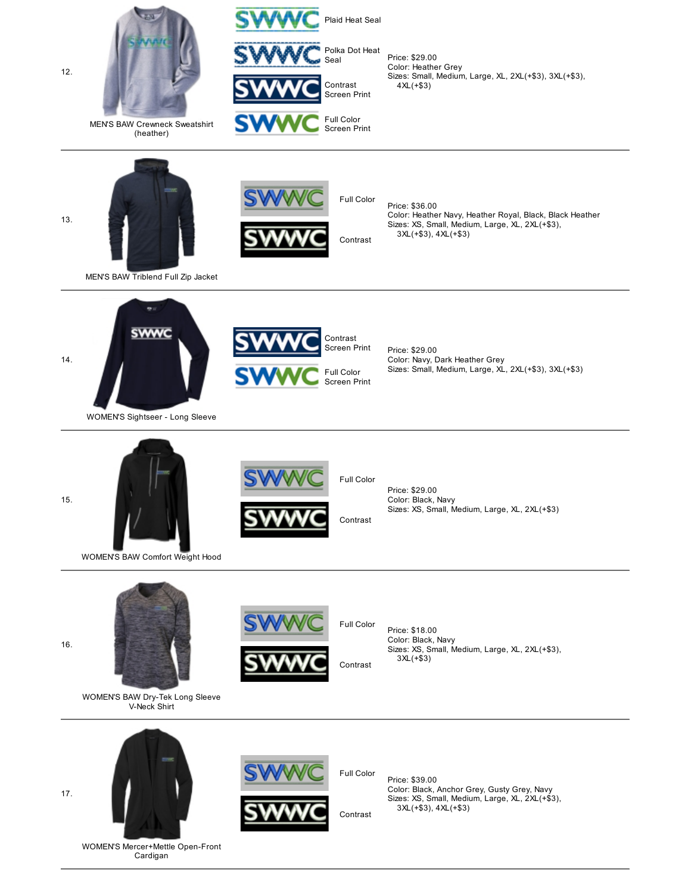12.

MEN'S BAW Crewneck Sweatshirt (heather)

- Plaid Heat Seal
- Polka Dot Heat Seal
- Contrast Screen Print
- Full Color Screen Print

Price: $29.00
Color: Heather Grey
Sizes: Small, Medium, Large, XL, 2XL(+$3), 3XL(+$3), 4XL(+$3)

---

13.

MEN'S BAW Triblend Full Zip Jacket

- Full Color
- Contrast

Price: $36.00
Color: Heather Navy, Heather Royal, Black, Black Heather
Sizes: XS, Small, Medium, Large, XL, 2XL(+$3), 3XL(+$3), 4XL(+$3)

---

14.

WOMEN'S Sightseer - Long Sleeve

- Contrast Screen Print
- Full Color Screen Print

Price: $29.00
Color: Navy, Dark Heather Grey
Sizes: Small, Medium, Large, XL, 2XL(+$3), 3XL(+$3)

---

15.

WOMEN'S BAW Comfort Weight Hood

- Full Color
- Contrast

Price: $29.00
Color: Black, Navy
Sizes: XS, Small, Medium, Large, XL, 2XL(+$3)

---

16.

WOMEN'S BAW Dry-Tek Long Sleeve V-Neck Shirt

- Full Color
- Contrast

Price: $18.00
Color: Black, Navy
Sizes: XS, Small, Medium, Large, XL, 2XL(+$3), 3XL(+$3)

---

17.

WOMEN'S Mercer+Mettle Open-Front Cardigan

- Full Color
- Contrast

Price: $39.00
Color: Black, Anchor Grey, Gusty Grey, Navy
Sizes: XS, Small, Medium, Large, XL, 2XL(+$3), 3XL(+$3), 4XL(+$3)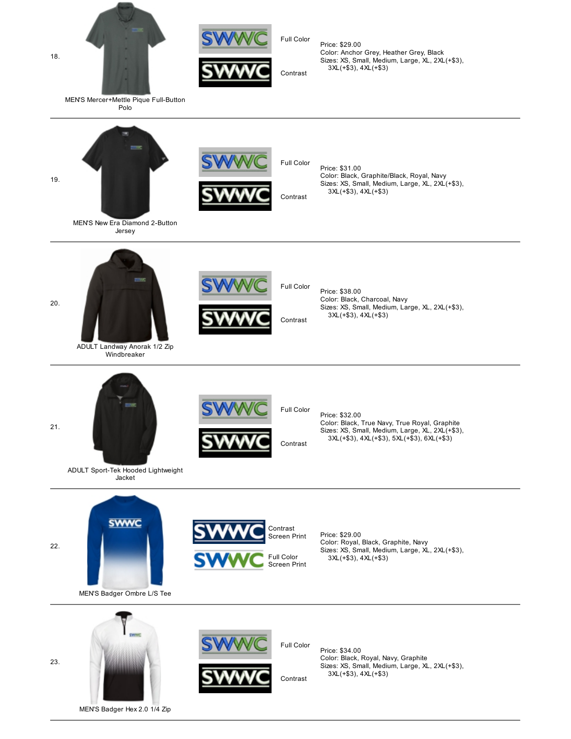18.

MEN'S Mercer+Mettle Pique Full-Button Polo

Full Color

Contrast

Price: $29.00
Color: Anchor Grey, Heather Grey, Black
Sizes: XS, Small, Medium, Large, XL, 2XL(+$3), 3XL(+$3), 4XL(+$3)

---

19.

MEN'S New Era Diamond 2-Button Jersey

Full Color

Contrast

Price: $31.00
Color: Black, Graphite/Black, Royal, Navy
Sizes: XS, Small, Medium, Large, XL, 2XL(+$3), 3XL(+$3), 4XL(+$3)

---

20.

ADULT Landway Anorak 1/2 Zip Windbreaker

Full Color

Contrast

Price: $38.00
Color: Black, Charcoal, Navy
Sizes: XS, Small, Medium, Large, XL, 2XL(+$3), 3XL(+$3), 4XL(+$3)

---

21.

ADULT Sport-Tek Hooded Lightweight Jacket

Full Color

Contrast

Price: $32.00
Color: Black, True Navy, True Royal, Graphite
Sizes: XS, Small, Medium, Large, XL, 2XL(+$3), 3XL(+$3), 4XL(+$3), 5XL(+$3), 6XL(+$3)

---

22.

MEN'S Badger Ombre L/S Tee

Contrast Screen Print

Full Color Screen Print

Price: $29.00
Color: Royal, Black, Graphite, Navy
Sizes: XS, Small, Medium, Large, XL, 2XL(+$3), 3XL(+$3), 4XL(+$3)

---

23.

MEN'S Badger Hex 2.0 1/4 Zip

Full Color

Contrast

Price: $34.00
Color: Black, Royal, Navy, Graphite
Sizes: XS, Small, Medium, Large, XL, 2XL(+$3), 3XL(+$3), 4XL(+$3)

---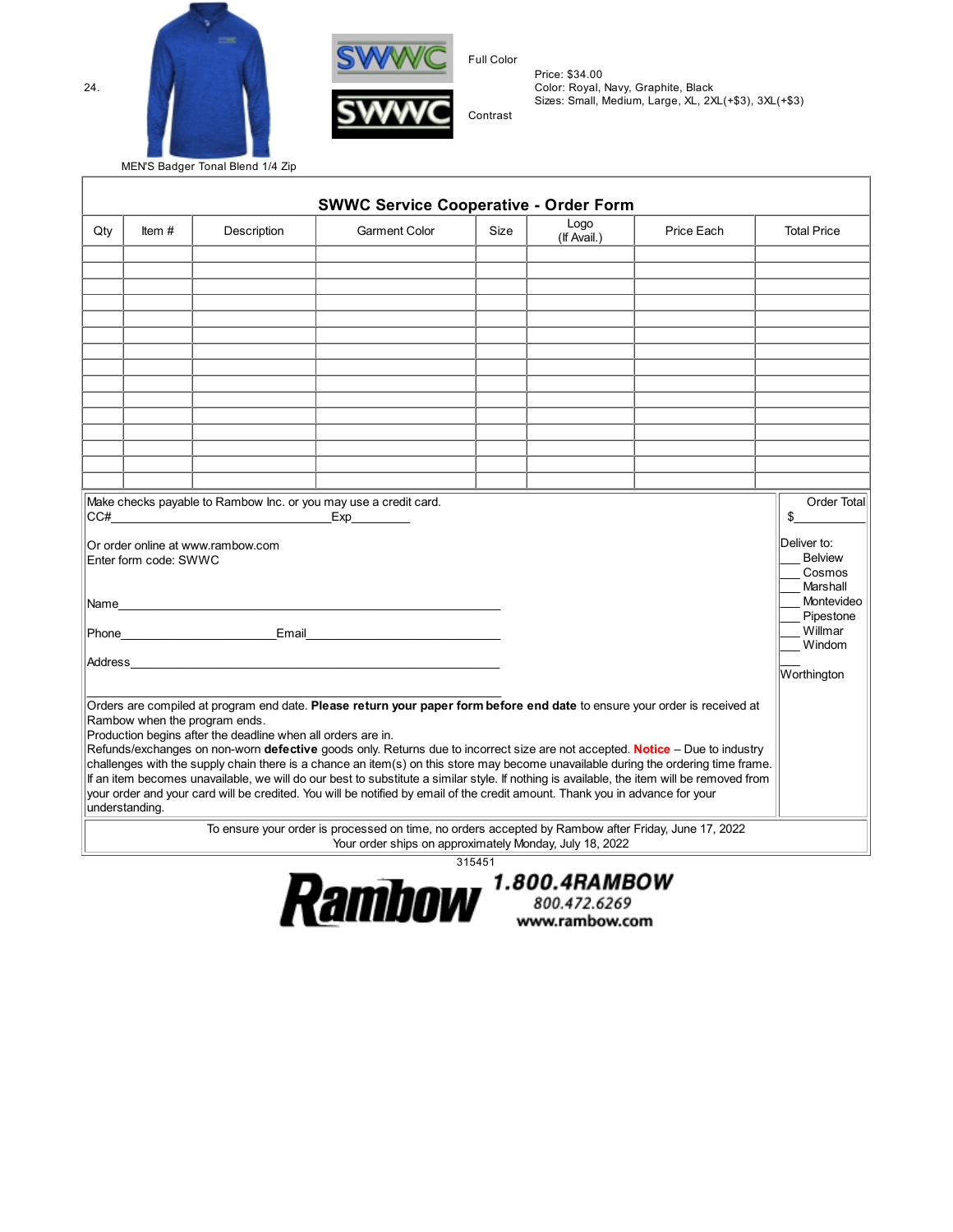24.

MEN'S Badger Tonal Blend 1/4 Zip

SWWC Full Color

SWWC Contrast

Price: $34.00
Color: Royal, Navy, Graphite, Black
Sizes: Small, Medium, Large, XL, 2XL(+$3), 3XL(+$3)

## SWWC Service Cooperative - Order Form

| Qty | Item # | Description | Garment Color | Size | Logo (If Avail.) | Price Each | Total Price |
|---|---|---|---|---|---|---|---|
| | | | | | | | |
| | | | | | | | |
| | | | | | | | |
| | | | | | | | |
| | | | | | | | |
| | | | | | | | |
| | | | | | | | |
| | | | | | | | |
| | | | | | | | |
| | | | | | | | |
| | | | | | | | |
| | | | | | | | |
| | | | | | | | |
| | | | | | | | |
| | | | | | | | |

Make checks payable to Rambow Inc. or you may use a credit card.
CC#\_\_\_\_\_\_\_\_\_\_\_\_\_\_\_\_\_\_\_\_\_\_\_\_\_\_\_\_\_\_Exp\_\_\_\_\_\_\_\_

Or order online at www.rambow.com
Enter form code: SWWC

Name\_\_\_\_\_\_\_\_\_\_\_\_\_\_\_\_\_\_\_\_\_\_\_\_\_\_\_\_\_\_\_\_\_\_\_\_\_\_\_\_\_\_\_\_

Phone\_\_\_\_\_\_\_\_\_\_\_\_\_\_\_\_\_\_\_\_Email\_\_\_\_\_\_\_\_\_\_\_\_\_\_\_\_\_\_\_\_\_\_\_\_

Address\_\_\_\_\_\_\_\_\_\_\_\_\_\_\_\_\_\_\_\_\_\_\_\_\_\_\_\_\_\_\_\_\_\_\_\_\_\_\_\_\_\_

Order Total
$\_\_\_\_\_\_\_\_

Deliver to:
\_\_\_ Belview
\_\_\_ Cosmos
\_\_\_ Marshall
\_\_\_ Montevideo
\_\_\_ Pipestone
\_\_\_ Willmar
\_\_\_ Windom
\_\_\_ Worthington

Orders are compiled at program end date. **Please return your paper form before end date** to ensure your order is received at Rambow when the program ends.
Production begins after the deadline when all orders are in.
Refunds/exchanges on non-worn **defective** goods only. Returns due to incorrect size are not accepted. **Notice** – Due to industry challenges with the supply chain there is a chance an item(s) on this store may become unavailable during the ordering time frame. If an item becomes unavailable, we will do our best to substitute a similar style. If nothing is available, the item will be removed from your order and your card will be credited. You will be notified by email of the credit amount. Thank you in advance for your understanding.

To ensure your order is processed on time, no orders accepted by Rambow after Friday, June 17, 2022
Your order ships on approximately Monday, July 18, 2022

315451

Rambow 1.800.4RAMBOW 800.472.6269 www.rambow.com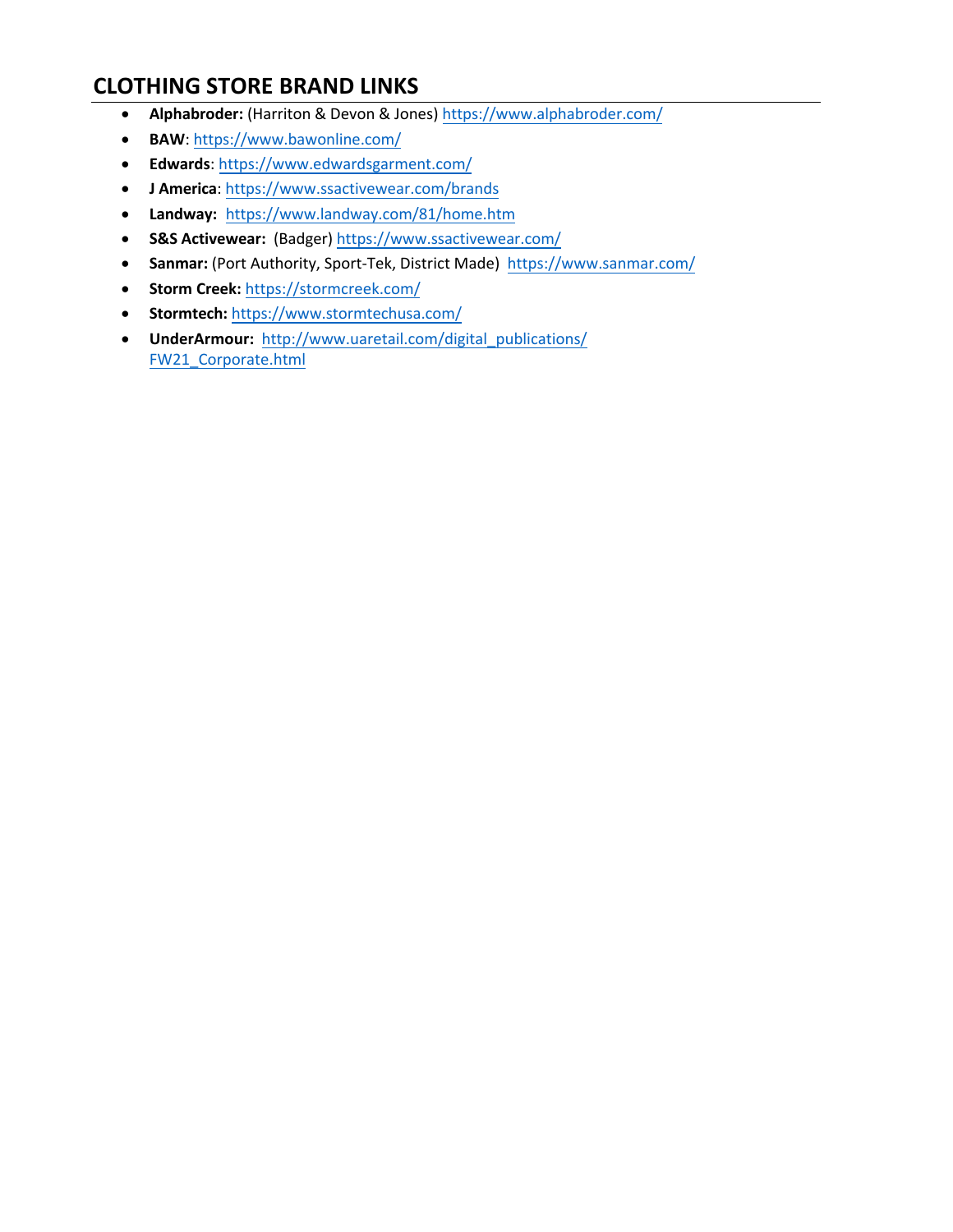## CLOTHING STORE BRAND LINKS

- **Alphabroder:** (Harriton & Devon & Jones) https://www.alphabroder.com/
- **BAW**: https://www.bawonline.com/
- **Edwards**: https://www.edwardsgarment.com/
- **J America**: https://www.ssactivewear.com/brands
- **Landway:** https://www.landway.com/81/home.htm
- **S&S Activewear:** (Badger) https://www.ssactivewear.com/
- **Sanmar:** (Port Authority, Sport-Tek, District Made) https://www.sanmar.com/
- **Storm Creek:** https://stormcreek.com/
- **Stormtech:** https://www.stormtechusa.com/
- **UnderArmour:** http://www.uaretail.com/digital_publications/FW21_Corporate.html